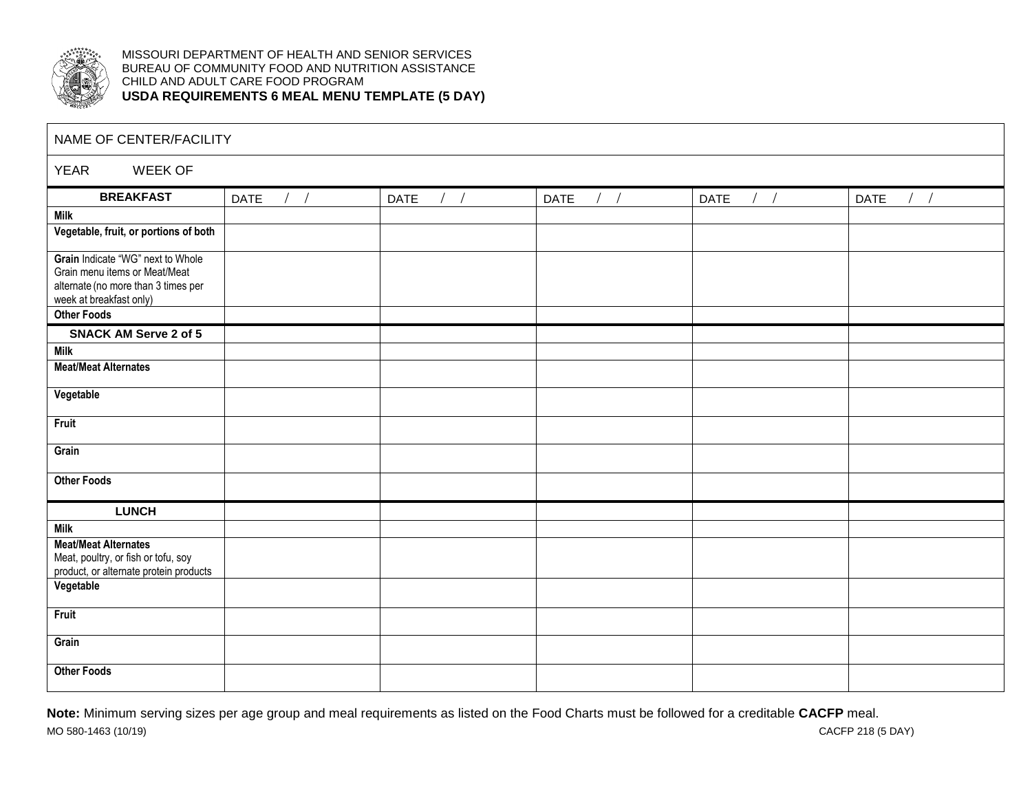MISSOURI DEPARTMENT OF HEALTH AND SENIOR SERVICES
BUREAU OF COMMUNITY FOOD AND NUTRITION ASSISTANCE
CHILD AND ADULT CARE FOOD PROGRAM

# USDA REQUIREMENTS 6 MEAL MENU TEMPLATE (5 DAY)

NAME OF CENTER/FACILITY

YEAR WEEK OF

| **BREAKFAST** | DATE / / | DATE / / | DATE / / | DATE / / | DATE / / |
|---|---|---|---|---|---|
| **Milk** | | | | | |
| **Vegetable, fruit, or portions of both** | | | | | |
| **Grain** Indicate "WG" next to Whole Grain menu items or Meat/Meat alternate (no more than 3 times per week at breakfast only) | | | | | |
| **Other Foods** | | | | | |
| **SNACK AM Serve 2 of 5** | | | | | |
| **Milk** | | | | | |
| **Meat/Meat Alternates** | | | | | |
| **Vegetable** | | | | | |
| **Fruit** | | | | | |
| **Grain** | | | | | |
| **Other Foods** | | | | | |
| **LUNCH** | | | | | |
| **Milk** | | | | | |
| **Meat/Meat Alternates** Meat, poultry, or fish or tofu, soy product, or alternate protein products | | | | | |
| **Vegetable** | | | | | |
| **Fruit** | | | | | |
| **Grain** | | | | | |
| **Other Foods** | | | | | |

**Note:** Minimum serving sizes per age group and meal requirements as listed on the Food Charts must be followed for a creditable **CACFP** meal.

MO 580-1463 (10/19) CACFP 218 (5 DAY)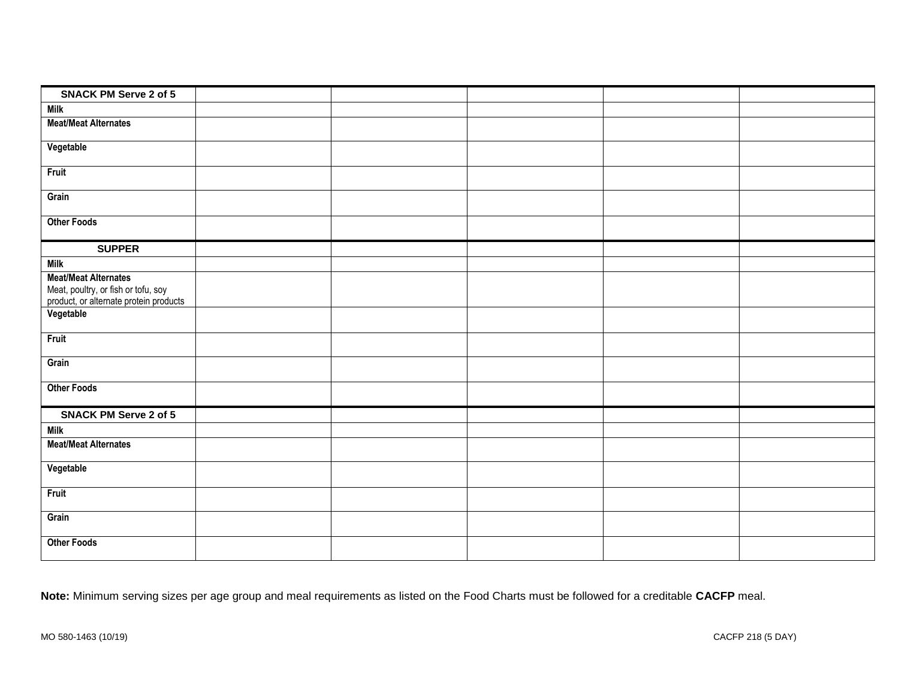| SNACK PM Serve 2 of 5 | | | | | |
|---|---|---|---|---|---|
| Milk | | | | | |
| Meat/Meat Alternates | | | | | |
| Vegetable | | | | | |
| Fruit | | | | | |
| Grain | | | | | |
| Other Foods | | | | | |
| **SUPPER** | | | | | |
| Milk | | | | | |
| Meat/Meat Alternates Meat, poultry, or fish or tofu, soy product, or alternate protein products | | | | | |
| Vegetable | | | | | |
| Fruit | | | | | |
| Grain | | | | | |
| Other Foods | | | | | |
| **SNACK PM Serve 2 of 5** | | | | | |
| Milk | | | | | |
| Meat/Meat Alternates | | | | | |
| Vegetable | | | | | |
| Fruit | | | | | |
| Grain | | | | | |
| Other Foods | | | | | |

**Note:** Minimum serving sizes per age group and meal requirements as listed on the Food Charts must be followed for a creditable **CACFP** meal.

MO 580-1463 (10/19) CACFP 218 (5 DAY)